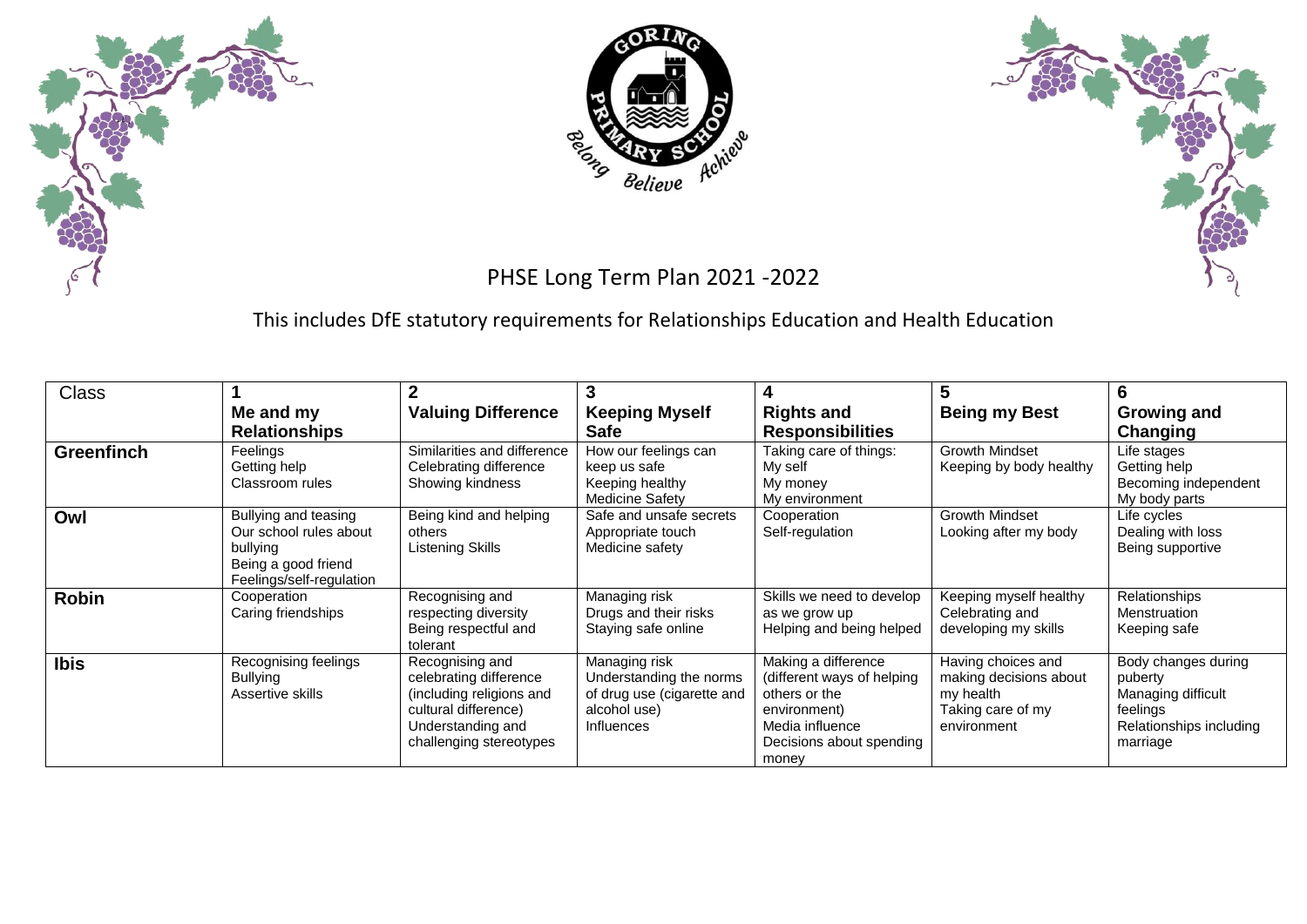# PHSE Long Term Plan 2021 -2022

This includes DfE statutory requirements for Relationships Education and Health Education

| Class | 1<br>**Me and my Relationships** | 2<br>**Valuing Difference** | 3<br>**Keeping Myself Safe** | 4<br>**Rights and Responsibilities** | 5<br>**Being my Best** | 6<br>**Growing and Changing** |
|---|---|---|---|---|---|---|
| **Greenfinch** | Feelings<br>Getting help<br>Classroom rules | Similarities and difference<br>Celebrating difference<br>Showing kindness | How our feelings can keep us safe<br>Keeping healthy<br>Medicine Safety | Taking care of things:<br>My self<br>My money<br>My environment | Growth Mindset<br>Keeping by body healthy | Life stages<br>Getting help<br>Becoming independent<br>My body parts |
| **Owl** | Bullying and teasing<br>Our school rules about bullying<br>Being a good friend<br>Feelings/self-regulation | Being kind and helping others<br>Listening Skills | Safe and unsafe secrets<br>Appropriate touch<br>Medicine safety | Cooperation<br>Self-regulation | Growth Mindset<br>Looking after my body | Life cycles<br>Dealing with loss<br>Being supportive |
| **Robin** | Cooperation<br>Caring friendships | Recognising and respecting diversity<br>Being respectful and tolerant | Managing risk<br>Drugs and their risks<br>Staying safe online | Skills we need to develop as we grow up<br>Helping and being helped | Keeping myself healthy<br>Celebrating and developing my skills | Relationships<br>Menstruation<br>Keeping safe |
| **Ibis** | Recognising feelings<br>Bullying<br>Assertive skills | Recognising and celebrating difference (including religions and cultural difference)<br>Understanding and challenging stereotypes | Managing risk<br>Understanding the norms of drug use (cigarette and alcohol use)<br>Influences | Making a difference (different ways of helping others or the environment)<br>Media influence<br>Decisions about spending money | Having choices and making decisions about my health<br>Taking care of my environment | Body changes during puberty<br>Managing difficult feelings<br>Relationships including marriage |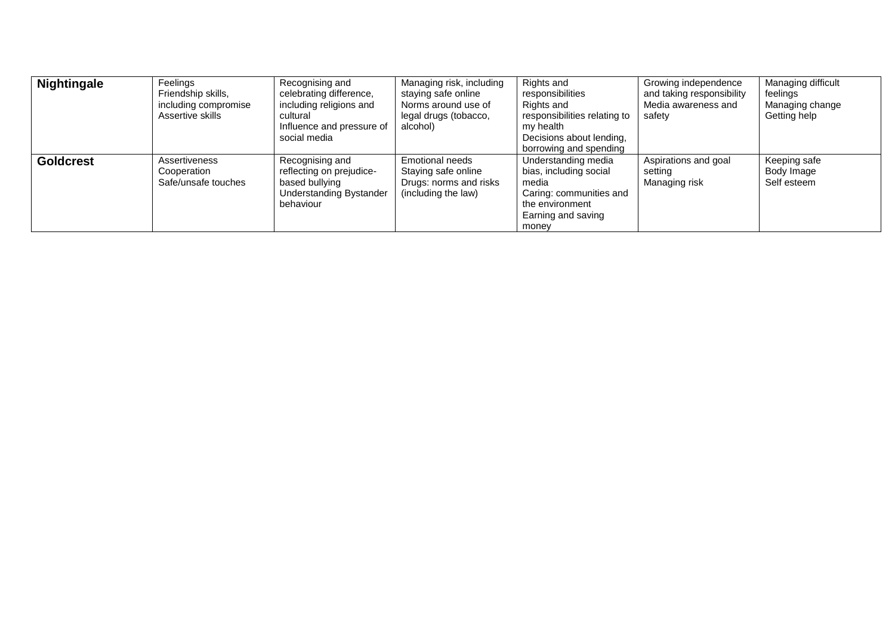| | | | | | | |
|---|---|---|---|---|---|---|
| **Nightingale** | Feelings<br>Friendship skills, including compromise<br>Assertive skills | Recognising and celebrating difference, including religions and cultural<br>Influence and pressure of social media | Managing risk, including staying safe online<br>Norms around use of legal drugs (tobacco, alcohol) | Rights and responsibilities<br>Rights and responsibilities relating to my health<br>Decisions about lending, borrowing and spending | Growing independence and taking responsibility<br>Media awareness and safety | Managing difficult feelings<br>Managing change<br>Getting help |
| **Goldcrest** | Assertiveness<br>Cooperation<br>Safe/unsafe touches | Recognising and reflecting on prejudice-based bullying<br>Understanding Bystander behaviour | Emotional needs<br>Staying safe online<br>Drugs: norms and risks (including the law) | Understanding media bias, including social media<br>Caring: communities and the environment<br>Earning and saving money | Aspirations and goal setting<br>Managing risk | Keeping safe<br>Body Image<br>Self esteem |